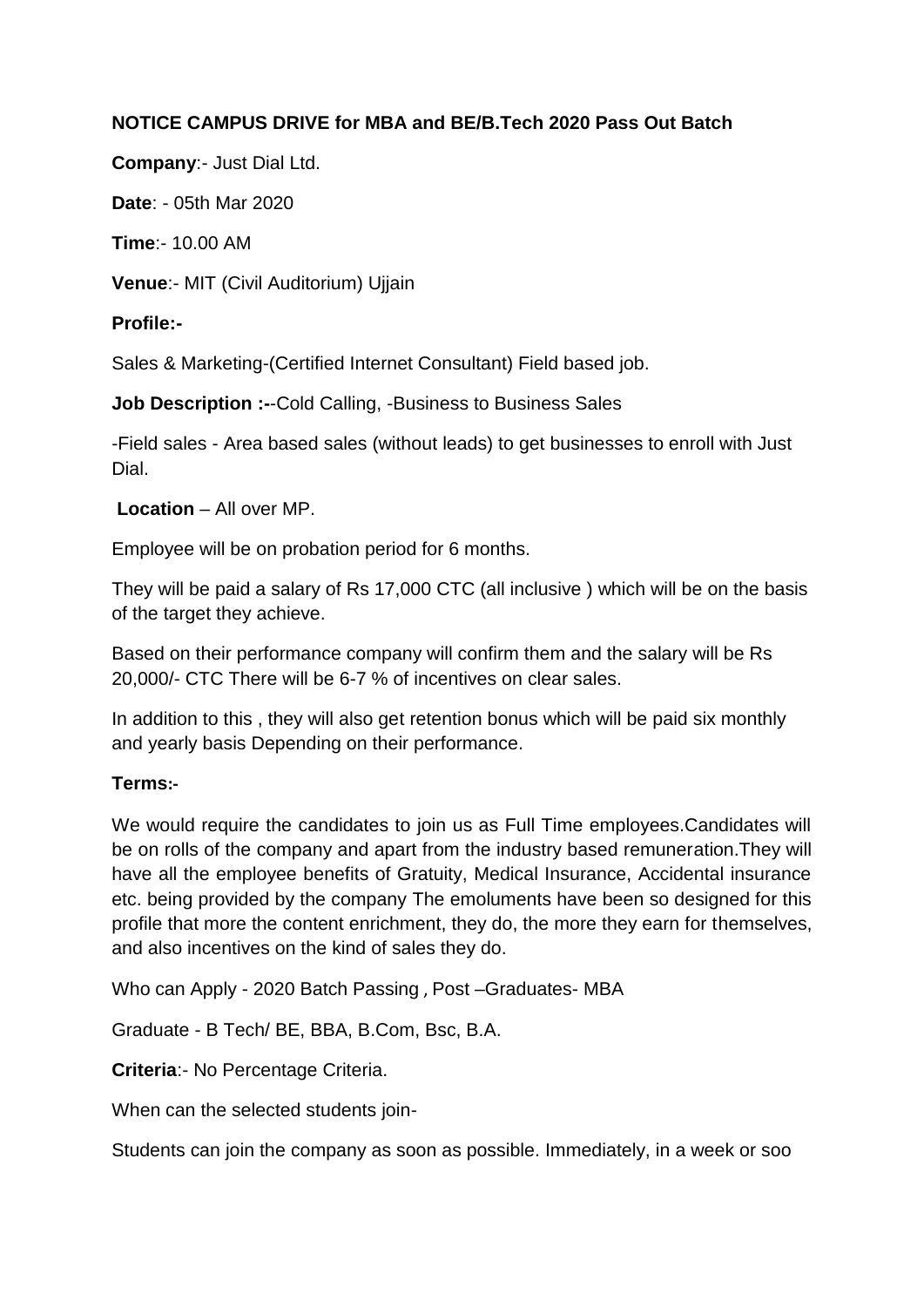**NOTICE CAMPUS DRIVE for MBA and BE/B.Tech 2020 Pass Out Batch**

**Company**:- Just Dial Ltd.

**Date**: - 05th Mar 2020

**Time**:- 10.00 AM

**Venue**:- MIT (Civil Auditorium) Ujjain

**Profile:-**

Sales & Marketing-(Certified Internet Consultant) Field based job.

**Job Description :-**-Cold Calling, -Business to Business Sales

-Field sales - Area based sales (without leads) to get businesses to enroll with Just Dial.

**Location** – All over MP.

Employee will be on probation period for 6 months.

They will be paid a salary of Rs 17,000 CTC (all inclusive ) which will be on the basis of the target they achieve.

Based on their performance company will confirm them and the salary will be Rs 20,000/- CTC There will be 6-7 % of incentives on clear sales.

In addition to this , they will also get retention bonus which will be paid six monthly and yearly basis Depending on their performance.

**Terms:-**

We would require the candidates to join us as Full Time employees.Candidates will be on rolls of the company and apart from the industry based remuneration.They will have all the employee benefits of Gratuity, Medical Insurance, Accidental insurance etc. being provided by the company The emoluments have been so designed for this profile that more the content enrichment, they do, the more they earn for themselves, and also incentives on the kind of sales they do.

Who can Apply - 2020 Batch Passing , Post –Graduates- MBA

Graduate - B Tech/ BE, BBA, B.Com, Bsc, B.A.

**Criteria**:- No Percentage Criteria.

When can the selected students join-

Students can join the company as soon as possible. Immediately, in a week or soo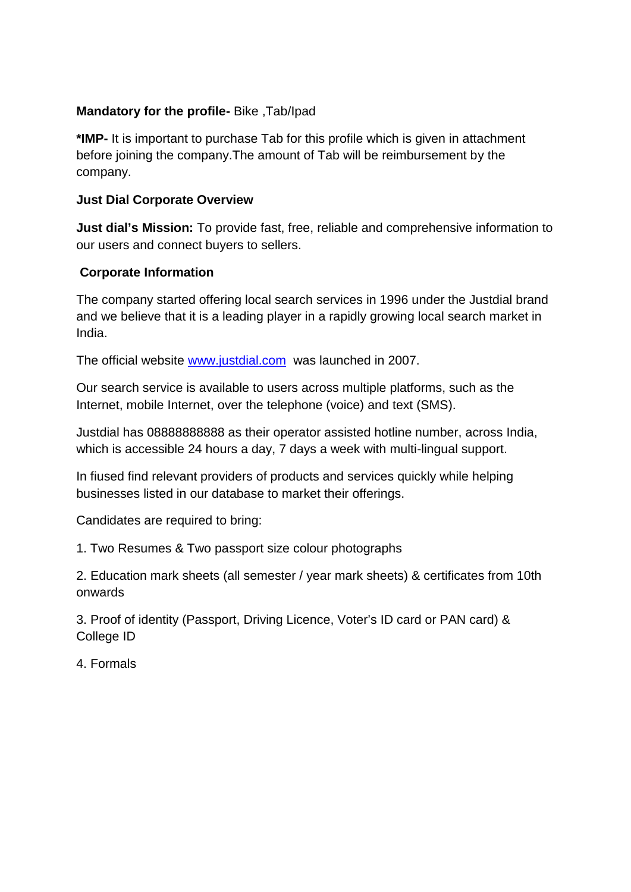**Mandatory for the profile-** Bike ,Tab/Ipad

***IMP-** It is important to purchase Tab for this profile which is given in attachment before joining the company.The amount of Tab will be reimbursement by the company.

**Just Dial Corporate Overview**

**Just dial's Mission:** To provide fast, free, reliable and comprehensive information to our users and connect buyers to sellers.

**Corporate Information**

The company started offering local search services in 1996 under the Justdial brand and we believe that it is a leading player in a rapidly growing local search market in India.

The official website www.justdial.com was launched in 2007.

Our search service is available to users across multiple platforms, such as the Internet, mobile Internet, over the telephone (voice) and text (SMS).

Justdial has 08888888888 as their operator assisted hotline number, across India, which is accessible 24 hours a day, 7 days a week with multi-lingual support.

In fiused find relevant providers of products and services quickly while helping businesses listed in our database to market their offerings.

Candidates are required to bring:

1. Two Resumes & Two passport size colour photographs

2. Education mark sheets (all semester / year mark sheets) & certificates from 10th onwards

3. Proof of identity (Passport, Driving Licence, Voter's ID card or PAN card) & College ID

4. Formals